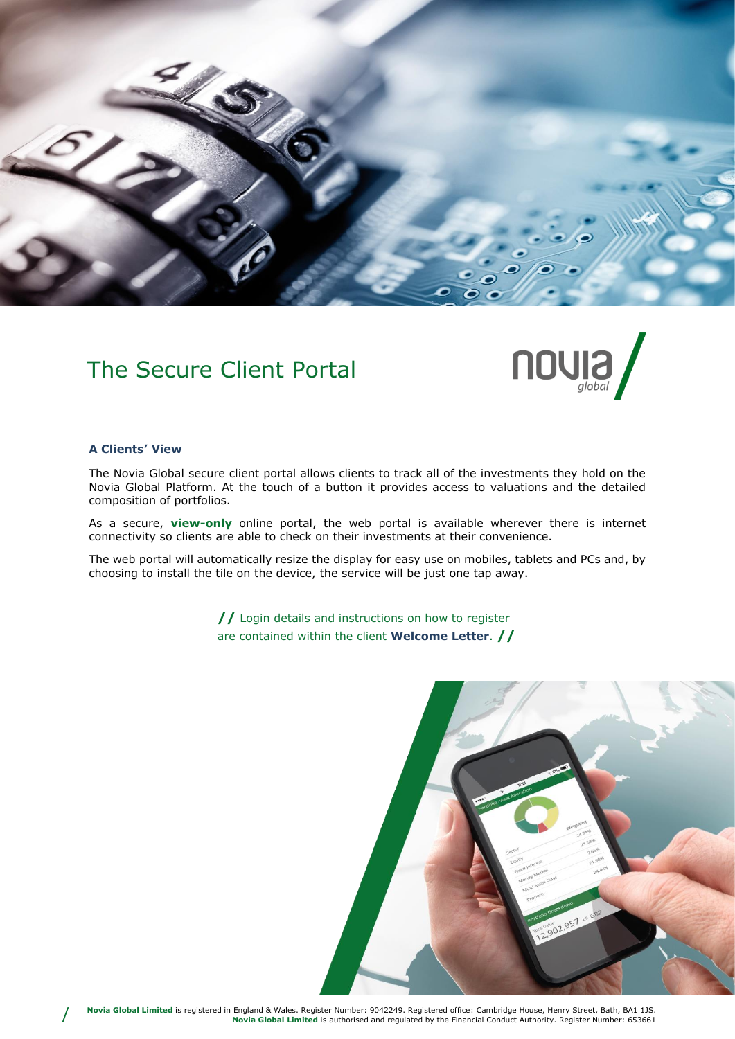# The Secure Client Portal

### A Clients' View

The Novia Global secure client portal allows clients to track all of the investments they hold on the Novia Global Platform. At the touch of a button it provides access to valuations and the detailed composition of portfolios.

As a secure, **view-only** online portal, the web portal is available wherever there is internet connectivity so clients are able to check on their investments at their convenience.

The web portal will automatically resize the display for easy use on mobiles, tablets and PCs and, by choosing to install the tile on the device, the service will be just one tap away.

// Login details and instructions on how to register are contained within the client **Welcome Letter**. //

**Novia Global Limited** is registered in England & Wales. Register Number: 9042249. Registered office: Cambridge House, Henry Street, Bath, BA1 1JS. **Novia Global Limited** is authorised and regulated by the Financial Conduct Authority. Register Number: 653661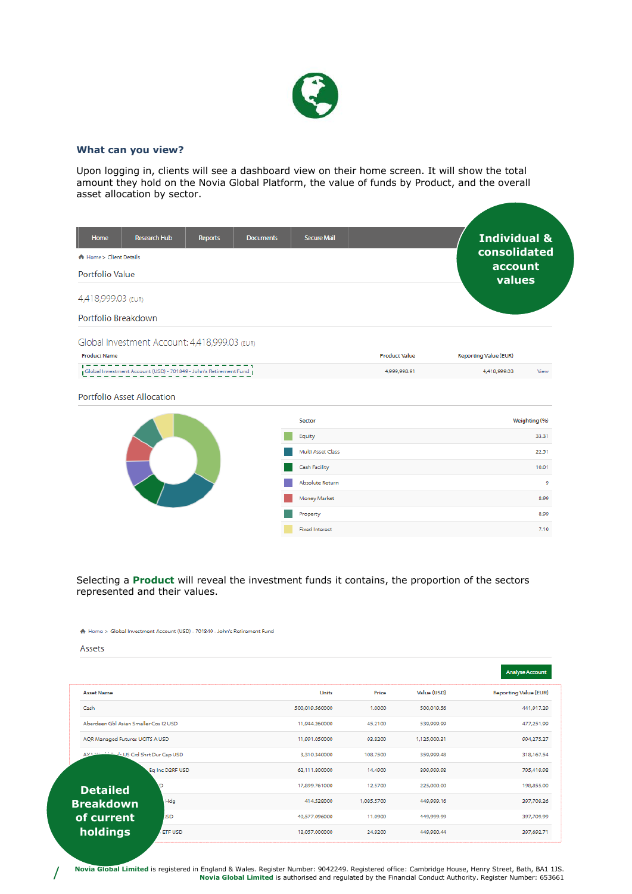### What can you view?

Upon logging in, clients will see a dashboard view on their home screen. It will show the total amount they hold on the Novia Global Platform, the value of funds by Product, and the overall asset allocation by sector.

Home | Research Hub | Reports | Documents | Secure Mail

**Individual & consolidated account values**

Home > Client Details

Portfolio Value

4,418,999.03 (EUR)

Portfolio Breakdown

Global Investment Account: 4,418,999.03 (EUR)

| Product Name | Product Value | Reporting Value (EUR) | |
|---|---|---|---|
| Global Investment Account (USD) - 701849 - John's Retirement Fund | 4,999,998.91 | 4,418,999.03 | View |

Portfolio Asset Allocation

| Sector | Weighting (%) |
|---|---|
| Equity | 33.31 |
| Multi Asset Class | 22.51 |
| Cash Facility | 10.01 |
| Absolute Return | 9 |
| Money Market | 8.99 |
| Property | 8.00 |
| Fixed Interest | 7.10 |

Selecting a **Product** will reveal the investment funds it contains, the proportion of the sectors represented and their values.

Home > Global Investment Account (USD) - 701849 - John's Retirement Fund

Assets

Analyse Account

| Asset Name | Units | Price | Value (USD) | Reporting Value (EUR) |
|---|---|---|---|---|
| Cash | 500,010.560000 | 1.0000 | 500,010.56 | 441,917.20 |
| Aberdeen Gbl Asian Smaller Cos I2 USD | 11,044.260000 | 45.2100 | 530,000.00 | 477,251.00 |
| AQR Managed Futures UCITS A USD | 11,001.050000 | 93.8200 | 1,125,000.31 | 004,275.27 |
| AX... US Crd Shrt Dur Cap USD | 3,310.340000 | 108.7500 | 350,000.48 | 318,167.54 |
| ... Eq Inc D2RF USD | 62,111.800000 | 14.4900 | 890,000.08 | 795,410.08 |
| ...D | 17,899.761000 | 12.5700 | 225,000.00 | 198,855.00 |
| ... Hdg | 414.528000 | 1,085.5700 | 449,999.16 | 397,709.26 |
| ...SD | 40,577.096000 | 11.0900 | 449,999.99 | 397,709.99 |
| ... ETF USD | 18,057.000000 | 24.9200 | 449,980.44 | 397,692.71 |

**Detailed Breakdown of current holdings**

**Novia Global Limited** is registered in England & Wales. Register Number: 9042249. Registered office: Cambridge House, Henry Street, Bath, BA1 1JS. **Novia Global Limited** is authorised and regulated by the Financial Conduct Authority. Register Number: 653661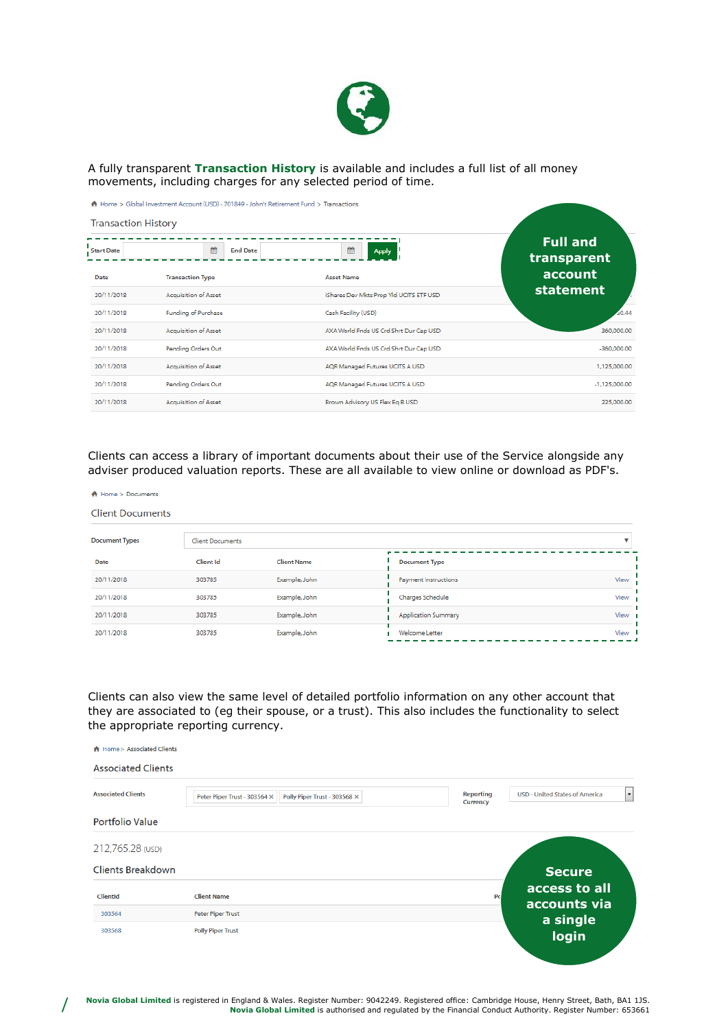A fully transparent **Transaction History** is available and includes a full list of all money movements, including charges for any selected period of time.

Home > Global Investment Account (USD) - 701849 - John's Retirement Fund > Transactions

Transaction History

Start Date | End Date | Apply

**Full and transparent account statement**

| Date | Transaction Type | Asset Name | |
|---|---|---|---|
| 20/11/2018 | Acquisition of Asset | iShares Dev Mkts Prop Yld UCITS ETF USD | |
| 20/11/2018 | Funding of Purchase | Cash Facility (USD) | ...0.44 |
| 20/11/2018 | Acquisition of Asset | AXA World Fnds US Crd Shrt Dur Cap USD | 360,000.00 |
| 20/11/2018 | Pending Orders Out | AXA World Fnds US Crd Shrt Dur Cap USD | -360,000.00 |
| 20/11/2018 | Acquisition of Asset | AQR Managed Futures UCITS A USD | 1,125,000.00 |
| 20/11/2018 | Pending Orders Out | AQR Managed Futures UCITS A USD | -1,125,000.00 |
| 20/11/2018 | Acquisition of Asset | Brown Advisory US Flex Eq B USD | 225,000.00 |

Clients can access a library of important documents about their use of the Service alongside any adviser produced valuation reports. These are all available to view online or download as PDF's.

Home > Documents

Client Documents

Document Types: Client Documents

| Date | Client Id | Client Name | Document Type | |
|---|---|---|---|---|
| 20/11/2018 | 303785 | Example, John | Payment Instructions | View |
| 20/11/2018 | 303785 | Example, John | Charges Schedule | View |
| 20/11/2018 | 303785 | Example, John | Application Summary | View |
| 20/11/2018 | 303785 | Example, John | Welcome Letter | View |

Clients can also view the same level of detailed portfolio information on any other account that they are associated to (eg their spouse, or a trust). This also includes the functionality to select the appropriate reporting currency.

Home > Associated Clients

Associated Clients

Associated Clients: Peter Piper Trust - 303564 × Polly Piper Trust - 303568 × | Reporting Currency: USD - United States of America

Portfolio Value

212,765.28 (USD)

Clients Breakdown

| ClientId | Client Name |
|---|---|
| 303564 | Peter Piper Trust |
| 303568 | Polly Piper Trust |

**Secure access to all accounts via a single login**

**Novia Global Limited** is registered in England & Wales. Register Number: 9042249. Registered office: Cambridge House, Henry Street, Bath, BA1 1JS. **Novia Global Limited** is authorised and regulated by the Financial Conduct Authority. Register Number: 653661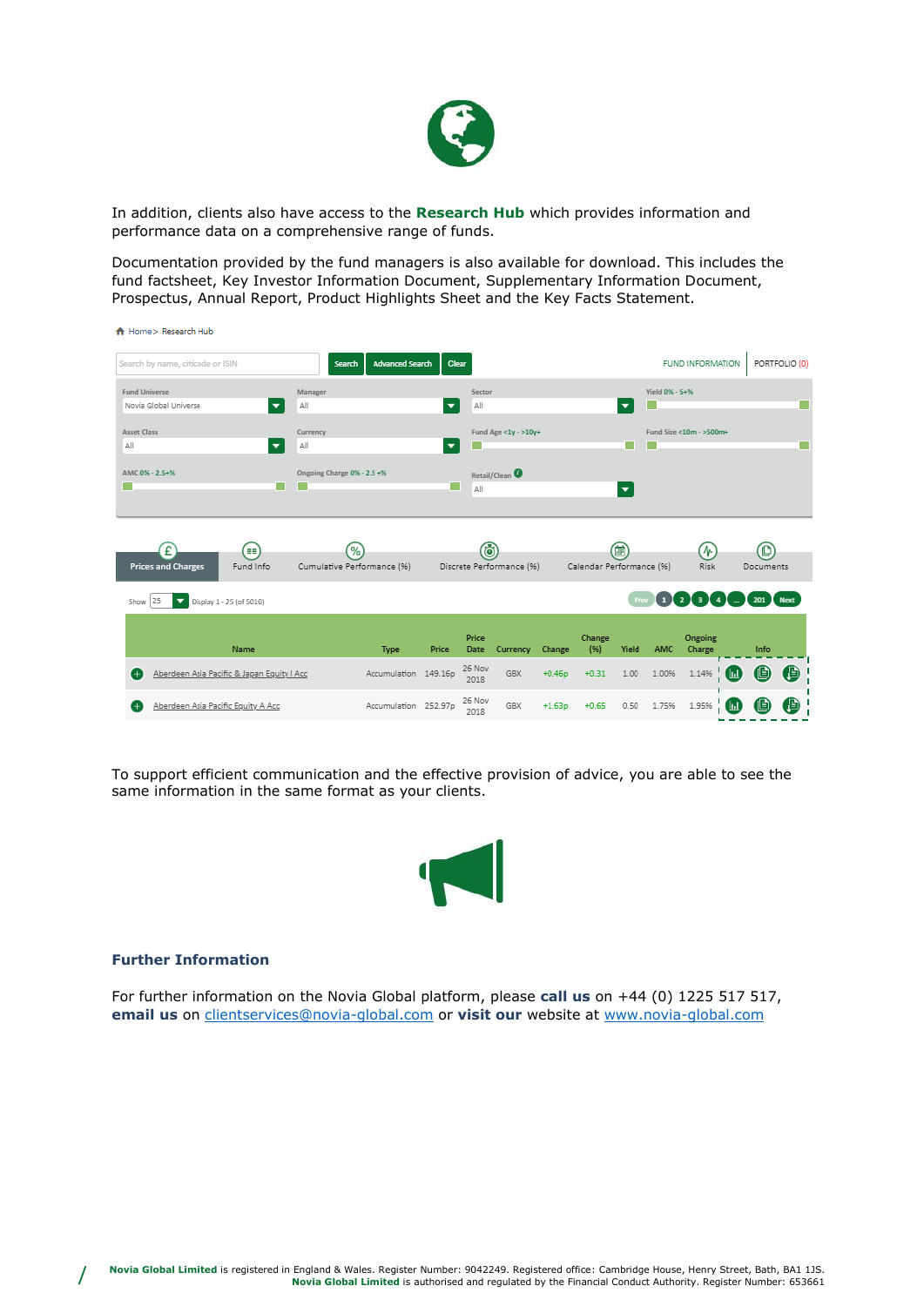In addition, clients also have access to the **Research Hub** which provides information and performance data on a comprehensive range of funds.

Documentation provided by the fund managers is also available for download. This includes the fund factsheet, Key Investor Information Document, Supplementary Information Document, Prospectus, Annual Report, Product Highlights Sheet and the Key Facts Statement.

Home > Research Hub

Search by name, citicode or ISIN | Search | Advanced Search | Clear | FUND INFORMATION | PORTFOLIO (0)

Fund Universe: Novia Global Universe
Manager: All
Sector: All
Yield 0% - 5+%
Asset Class: All
Currency: All
Fund Age <1y - >10y+
Fund Size <10m - >500m+
AMC 0% - 2.5+%
Ongoing Charge 0% - 2.5 +%
Retail/Clean: All

Prices and Charges | Fund Info | Cumulative Performance (%) | Discrete Performance (%) | Calendar Performance (%) | Risk | Documents

Show 25 Display 1 - 25 (of 5010)

Prev 1 2 3 4 ... 201 Next

| Name | Type | Price | Price Date | Currency | Change | Change (%) | Yield | AMC | Ongoing Charge | Info |
|---|---|---|---|---|---|---|---|---|---|---|
| Aberdeen Asia Pacific & Japan Equity I Acc | Accumulation | 149.16p | 26 Nov 2018 | GBX | +0.46p | +0.31 | 1.00 | 1.00% | 1.14% | |
| Aberdeen Asia Pacific Equity A Acc | Accumulation | 252.97p | 26 Nov 2018 | GBX | +1.63p | +0.65 | 0.50 | 1.75% | 1.95% | |

To support efficient communication and the effective provision of advice, you are able to see the same information in the same format as your clients.

## Further Information

For further information on the Novia Global platform, please **call us** on +44 (0) 1225 517 517, **email us** on clientservices@novia-global.com or **visit our** website at www.novia-global.com

**Novia Global Limited** is registered in England & Wales. Register Number: 9042249. Registered office: Cambridge House, Henry Street, Bath, BA1 1JS.
**Novia Global Limited** is authorised and regulated by the Financial Conduct Authority. Register Number: 653661